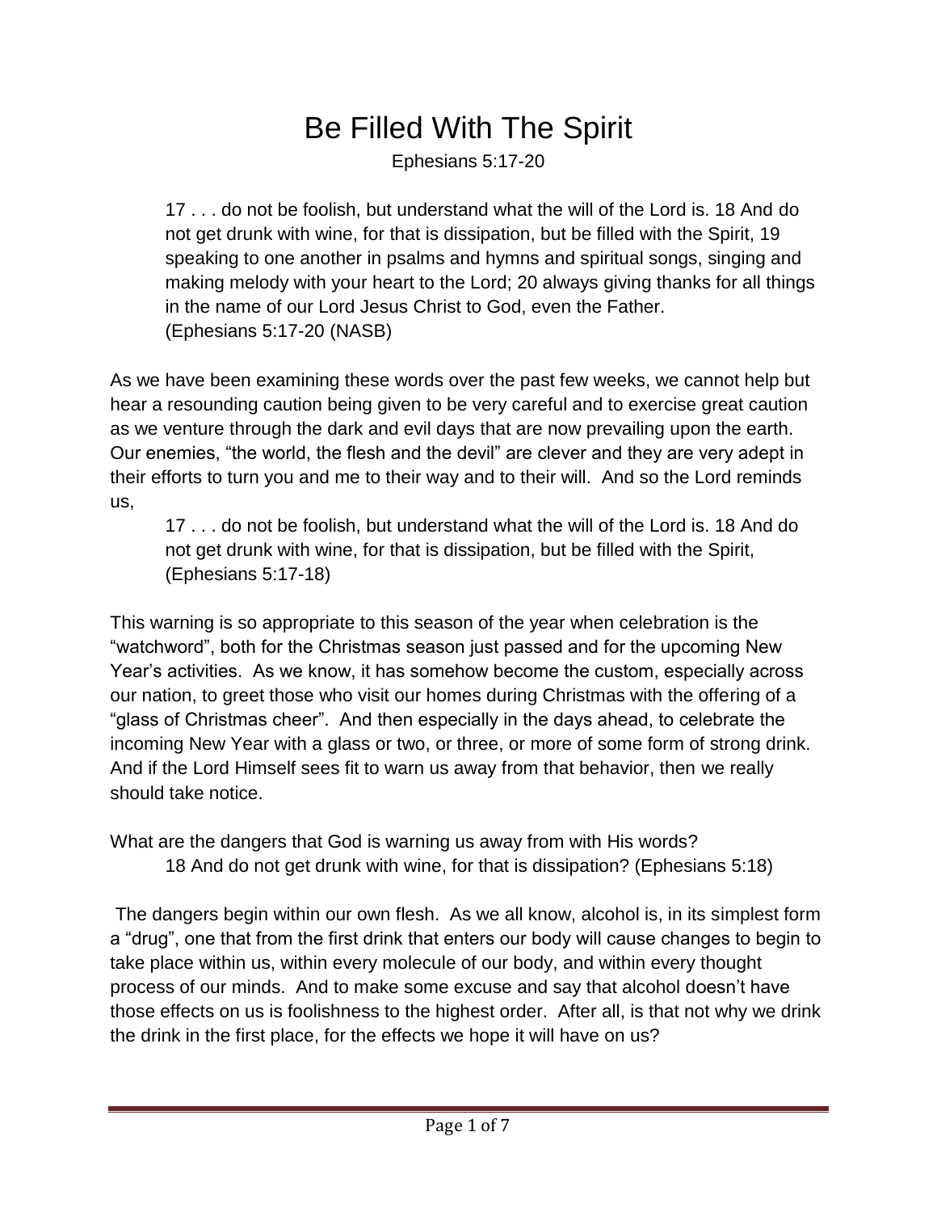# Be Filled With The Spirit

Ephesians 5:17-20

> 17 . . . do not be foolish, but understand what the will of the Lord is. 18 And do not get drunk with wine, for that is dissipation, but be filled with the Spirit, 19 speaking to one another in psalms and hymns and spiritual songs, singing and making melody with your heart to the Lord; 20 always giving thanks for all things in the name of our Lord Jesus Christ to God, even the Father.
> (Ephesians 5:17-20 (NASB)

As we have been examining these words over the past few weeks, we cannot help but hear a resounding caution being given to be very careful and to exercise great caution as we venture through the dark and evil days that are now prevailing upon the earth. Our enemies, "the world, the flesh and the devil" are clever and they are very adept in their efforts to turn you and me to their way and to their will. And so the Lord reminds us,

> 17 . . . do not be foolish, but understand what the will of the Lord is. 18 And do not get drunk with wine, for that is dissipation, but be filled with the Spirit,
> (Ephesians 5:17-18)

This warning is so appropriate to this season of the year when celebration is the "watchword", both for the Christmas season just passed and for the upcoming New Year's activities. As we know, it has somehow become the custom, especially across our nation, to greet those who visit our homes during Christmas with the offering of a "glass of Christmas cheer". And then especially in the days ahead, to celebrate the incoming New Year with a glass or two, or three, or more of some form of strong drink. And if the Lord Himself sees fit to warn us away from that behavior, then we really should take notice.

What are the dangers that God is warning us away from with His words?

> 18 And do not get drunk with wine, for that is dissipation? (Ephesians 5:18)

The dangers begin within our own flesh. As we all know, alcohol is, in its simplest form a "drug", one that from the first drink that enters our body will cause changes to begin to take place within us, within every molecule of our body, and within every thought process of our minds. And to make some excuse and say that alcohol doesn't have those effects on us is foolishness to the highest order. After all, is that not why we drink the drink in the first place, for the effects we hope it will have on us?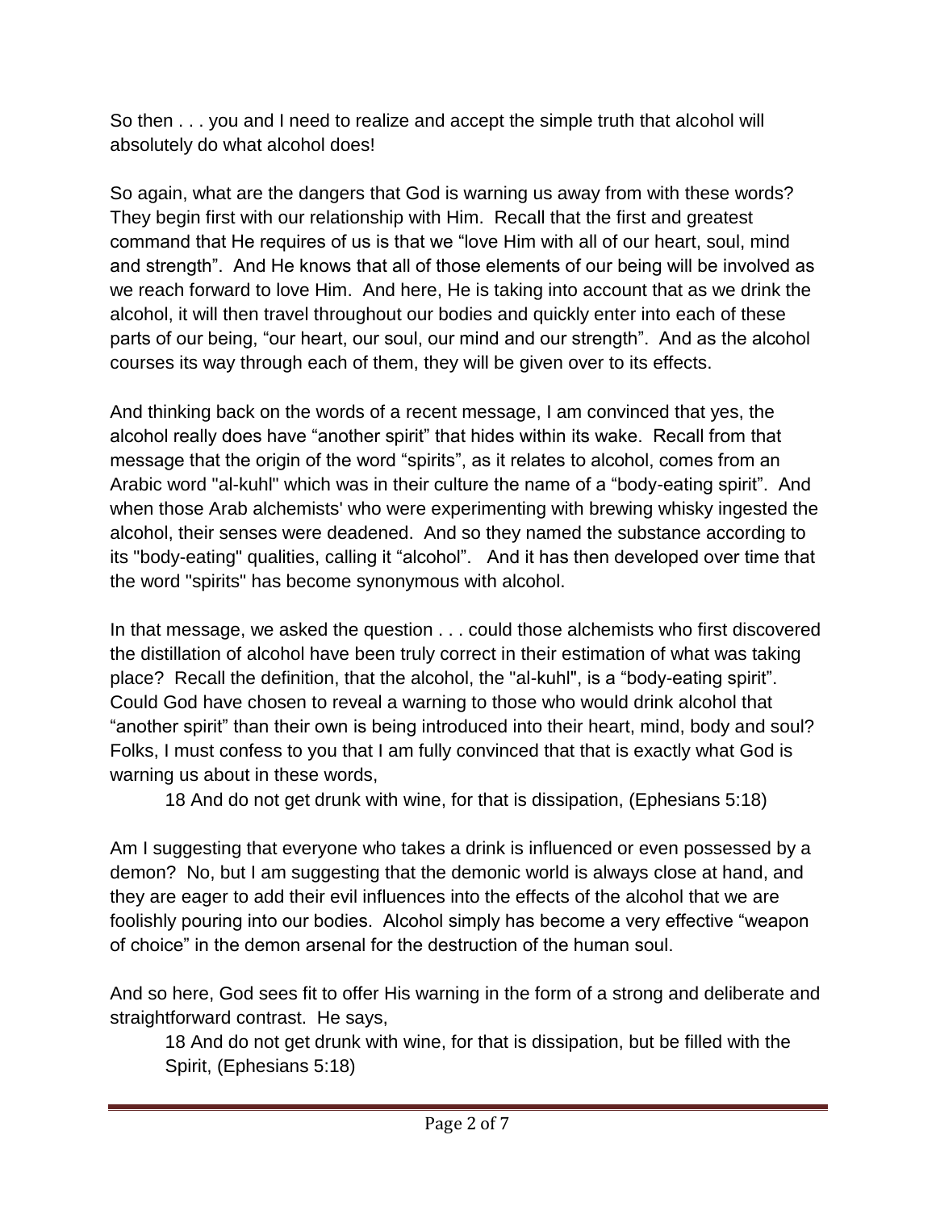So then . . . you and I need to realize and accept the simple truth that alcohol will absolutely do what alcohol does!

So again, what are the dangers that God is warning us away from with these words? They begin first with our relationship with Him. Recall that the first and greatest command that He requires of us is that we "love Him with all of our heart, soul, mind and strength". And He knows that all of those elements of our being will be involved as we reach forward to love Him. And here, He is taking into account that as we drink the alcohol, it will then travel throughout our bodies and quickly enter into each of these parts of our being, "our heart, our soul, our mind and our strength". And as the alcohol courses its way through each of them, they will be given over to its effects.

And thinking back on the words of a recent message, I am convinced that yes, the alcohol really does have "another spirit" that hides within its wake. Recall from that message that the origin of the word "spirits", as it relates to alcohol, comes from an Arabic word "al-kuhl" which was in their culture the name of a "body-eating spirit". And when those Arab alchemists' who were experimenting with brewing whisky ingested the alcohol, their senses were deadened. And so they named the substance according to its "body-eating" qualities, calling it "alcohol". And it has then developed over time that the word "spirits" has become synonymous with alcohol.

In that message, we asked the question . . . could those alchemists who first discovered the distillation of alcohol have been truly correct in their estimation of what was taking place? Recall the definition, that the alcohol, the "al-kuhl", is a "body-eating spirit". Could God have chosen to reveal a warning to those who would drink alcohol that "another spirit" than their own is being introduced into their heart, mind, body and soul? Folks, I must confess to you that I am fully convinced that that is exactly what God is warning us about in these words,

> 18 And do not get drunk with wine, for that is dissipation, (Ephesians 5:18)

Am I suggesting that everyone who takes a drink is influenced or even possessed by a demon? No, but I am suggesting that the demonic world is always close at hand, and they are eager to add their evil influences into the effects of the alcohol that we are foolishly pouring into our bodies. Alcohol simply has become a very effective "weapon of choice" in the demon arsenal for the destruction of the human soul.

And so here, God sees fit to offer His warning in the form of a strong and deliberate and straightforward contrast. He says,

> 18 And do not get drunk with wine, for that is dissipation, but be filled with the Spirit, (Ephesians 5:18)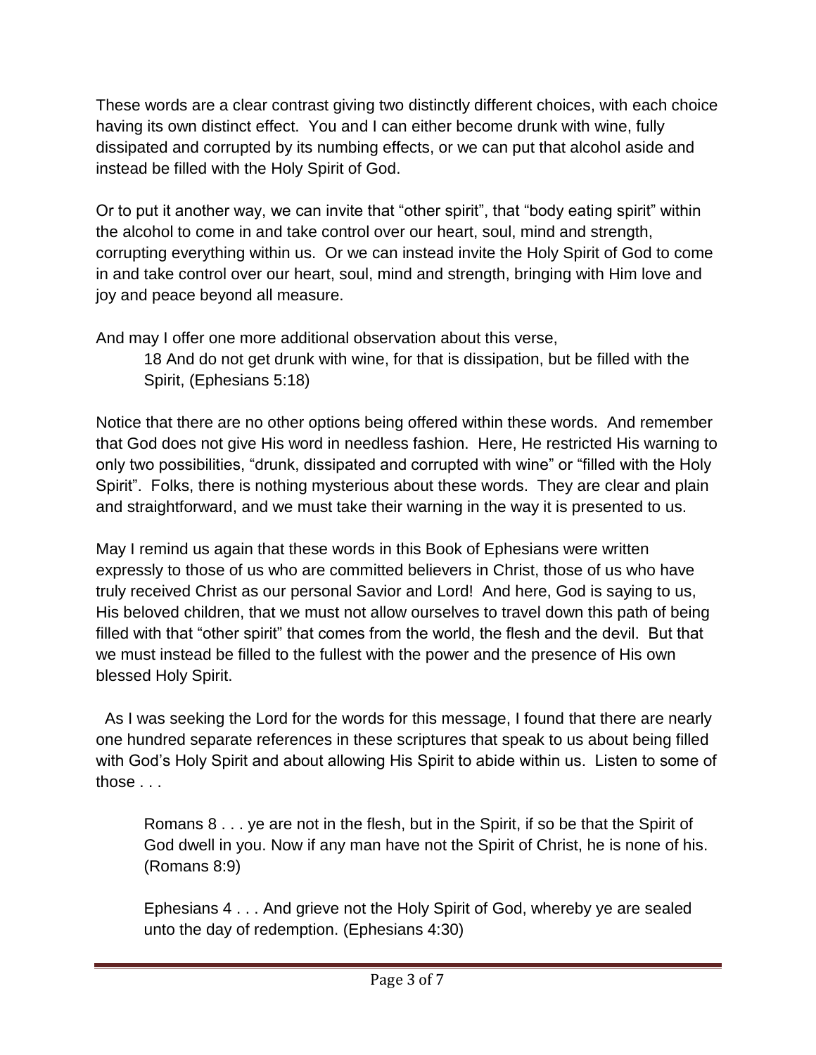These words are a clear contrast giving two distinctly different choices, with each choice having its own distinct effect. You and I can either become drunk with wine, fully dissipated and corrupted by its numbing effects, or we can put that alcohol aside and instead be filled with the Holy Spirit of God.

Or to put it another way, we can invite that "other spirit", that "body eating spirit" within the alcohol to come in and take control over our heart, soul, mind and strength, corrupting everything within us. Or we can instead invite the Holy Spirit of God to come in and take control over our heart, soul, mind and strength, bringing with Him love and joy and peace beyond all measure.

And may I offer one more additional observation about this verse,

> 18 And do not get drunk with wine, for that is dissipation, but be filled with the Spirit, (Ephesians 5:18)

Notice that there are no other options being offered within these words. And remember that God does not give His word in needless fashion. Here, He restricted His warning to only two possibilities, "drunk, dissipated and corrupted with wine" or "filled with the Holy Spirit". Folks, there is nothing mysterious about these words. They are clear and plain and straightforward, and we must take their warning in the way it is presented to us.

May I remind us again that these words in this Book of Ephesians were written expressly to those of us who are committed believers in Christ, those of us who have truly received Christ as our personal Savior and Lord! And here, God is saying to us, His beloved children, that we must not allow ourselves to travel down this path of being filled with that "other spirit" that comes from the world, the flesh and the devil. But that we must instead be filled to the fullest with the power and the presence of His own blessed Holy Spirit.

As I was seeking the Lord for the words for this message, I found that there are nearly one hundred separate references in these scriptures that speak to us about being filled with God's Holy Spirit and about allowing His Spirit to abide within us. Listen to some of those . . .

> Romans 8 . . . ye are not in the flesh, but in the Spirit, if so be that the Spirit of God dwell in you. Now if any man have not the Spirit of Christ, he is none of his. (Romans 8:9)

> Ephesians 4 . . . And grieve not the Holy Spirit of God, whereby ye are sealed unto the day of redemption. (Ephesians 4:30)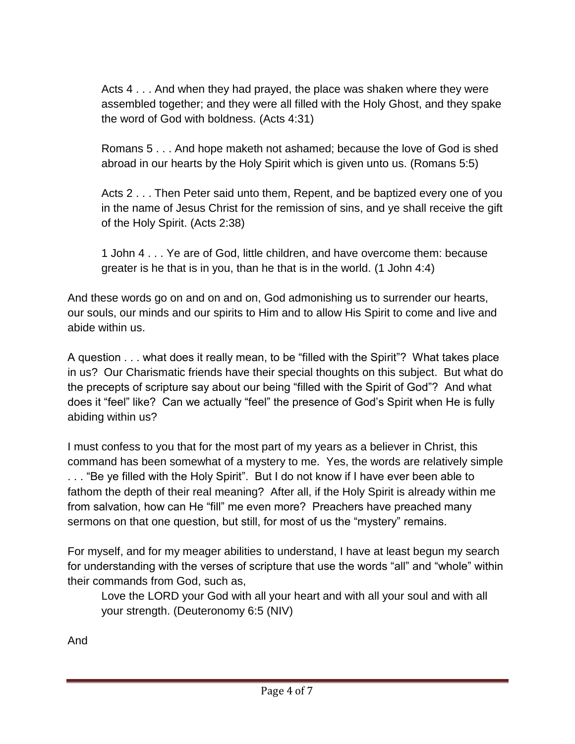> Acts 4 . . . And when they had prayed, the place was shaken where they were assembled together; and they were all filled with the Holy Ghost, and they spake the word of God with boldness. (Acts 4:31)

> Romans 5 . . . And hope maketh not ashamed; because the love of God is shed abroad in our hearts by the Holy Spirit which is given unto us. (Romans 5:5)

> Acts 2 . . . Then Peter said unto them, Repent, and be baptized every one of you in the name of Jesus Christ for the remission of sins, and ye shall receive the gift of the Holy Spirit. (Acts 2:38)

> 1 John 4 . . . Ye are of God, little children, and have overcome them: because greater is he that is in you, than he that is in the world. (1 John 4:4)

And these words go on and on and on, God admonishing us to surrender our hearts, our souls, our minds and our spirits to Him and to allow His Spirit to come and live and abide within us.

A question . . . what does it really mean, to be "filled with the Spirit"? What takes place in us? Our Charismatic friends have their special thoughts on this subject. But what do the precepts of scripture say about our being "filled with the Spirit of God"? And what does it "feel" like? Can we actually "feel" the presence of God's Spirit when He is fully abiding within us?

I must confess to you that for the most part of my years as a believer in Christ, this command has been somewhat of a mystery to me. Yes, the words are relatively simple . . . "Be ye filled with the Holy Spirit". But I do not know if I have ever been able to fathom the depth of their real meaning? After all, if the Holy Spirit is already within me from salvation, how can He "fill" me even more? Preachers have preached many sermons on that one question, but still, for most of us the "mystery" remains.

For myself, and for my meager abilities to understand, I have at least begun my search for understanding with the verses of scripture that use the words "all" and "whole" within their commands from God, such as,

> Love the LORD your God with all your heart and with all your soul and with all your strength. (Deuteronomy 6:5 (NIV)

And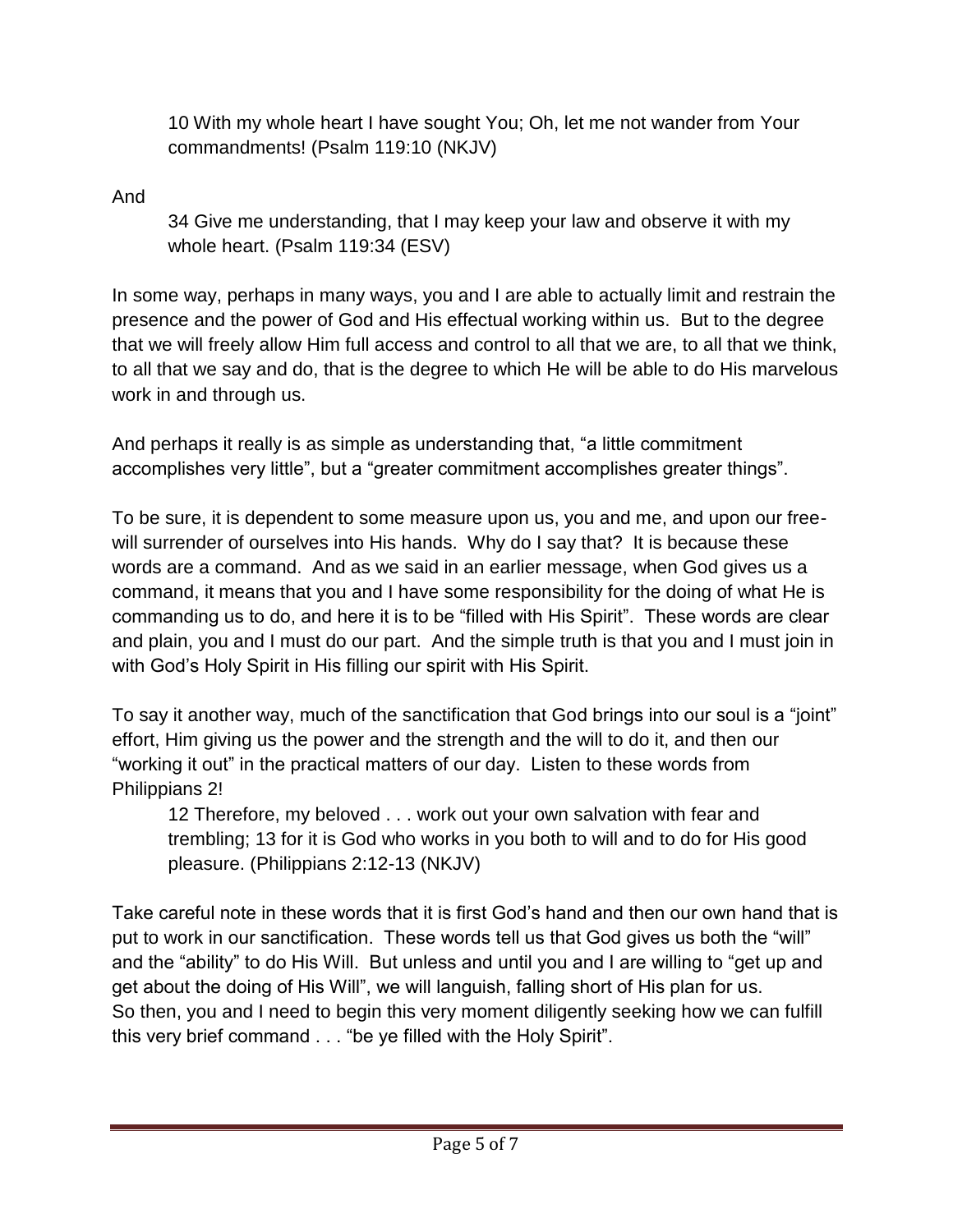> 10 With my whole heart I have sought You; Oh, let me not wander from Your commandments! (Psalm 119:10 (NKJV)

And

> 34 Give me understanding, that I may keep your law and observe it with my whole heart. (Psalm 119:34 (ESV)

In some way, perhaps in many ways, you and I are able to actually limit and restrain the presence and the power of God and His effectual working within us. But to the degree that we will freely allow Him full access and control to all that we are, to all that we think, to all that we say and do, that is the degree to which He will be able to do His marvelous work in and through us.

And perhaps it really is as simple as understanding that, "a little commitment accomplishes very little", but a "greater commitment accomplishes greater things".

To be sure, it is dependent to some measure upon us, you and me, and upon our free-will surrender of ourselves into His hands. Why do I say that? It is because these words are a command. And as we said in an earlier message, when God gives us a command, it means that you and I have some responsibility for the doing of what He is commanding us to do, and here it is to be "filled with His Spirit". These words are clear and plain, you and I must do our part. And the simple truth is that you and I must join in with God's Holy Spirit in His filling our spirit with His Spirit.

To say it another way, much of the sanctification that God brings into our soul is a "joint" effort, Him giving us the power and the strength and the will to do it, and then our "working it out" in the practical matters of our day. Listen to these words from Philippians 2!

> 12 Therefore, my beloved . . . work out your own salvation with fear and trembling; 13 for it is God who works in you both to will and to do for His good pleasure. (Philippians 2:12-13 (NKJV)

Take careful note in these words that it is first God's hand and then our own hand that is put to work in our sanctification. These words tell us that God gives us both the "will" and the "ability" to do His Will. But unless and until you and I are willing to "get up and get about the doing of His Will", we will languish, falling short of His plan for us. So then, you and I need to begin this very moment diligently seeking how we can fulfill this very brief command . . . "be ye filled with the Holy Spirit".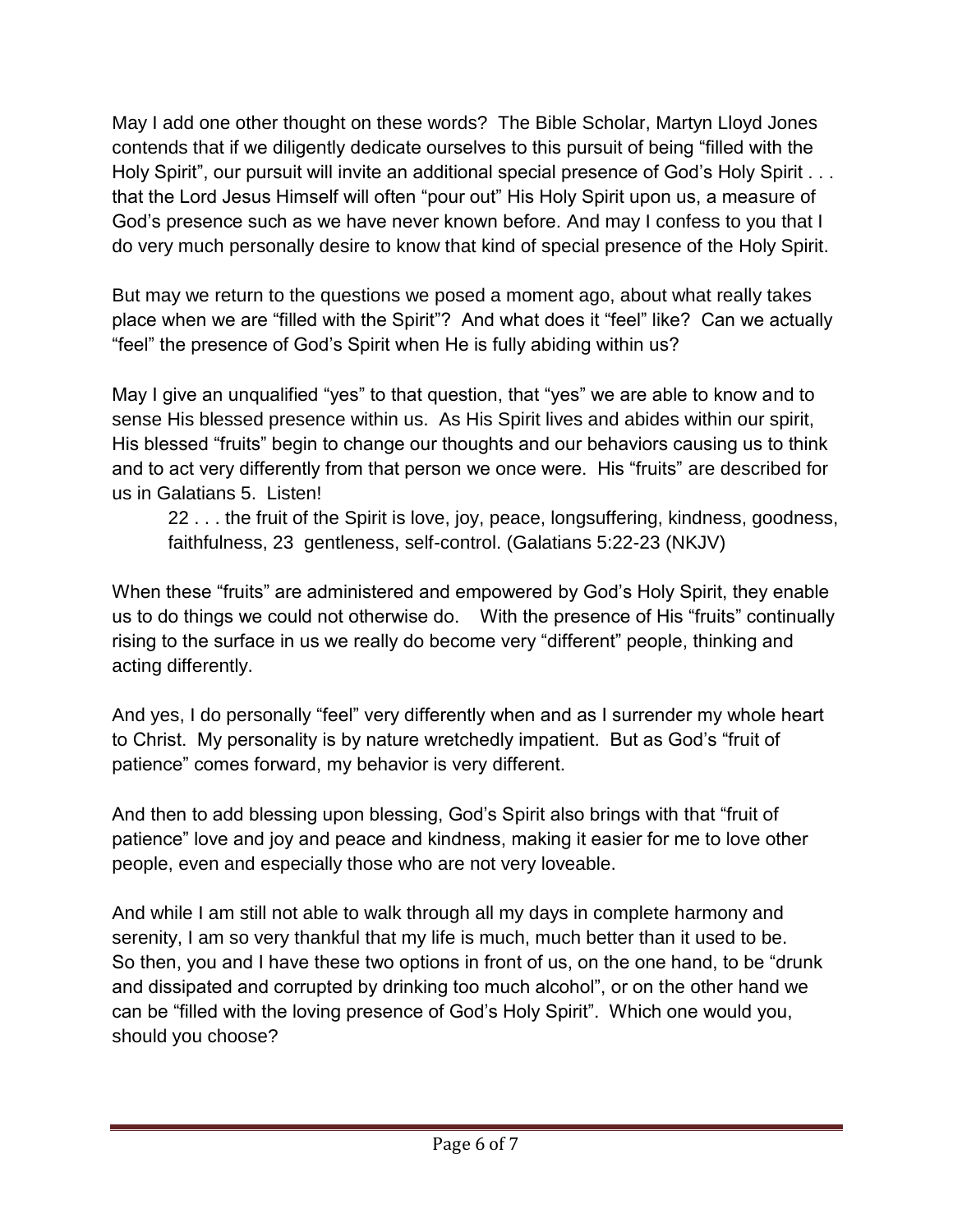May I add one other thought on these words? The Bible Scholar, Martyn Lloyd Jones contends that if we diligently dedicate ourselves to this pursuit of being "filled with the Holy Spirit", our pursuit will invite an additional special presence of God's Holy Spirit . . . that the Lord Jesus Himself will often "pour out" His Holy Spirit upon us, a measure of God's presence such as we have never known before. And may I confess to you that I do very much personally desire to know that kind of special presence of the Holy Spirit.

But may we return to the questions we posed a moment ago, about what really takes place when we are "filled with the Spirit"? And what does it "feel" like? Can we actually "feel" the presence of God's Spirit when He is fully abiding within us?

May I give an unqualified "yes" to that question, that "yes" we are able to know and to sense His blessed presence within us. As His Spirit lives and abides within our spirit, His blessed "fruits" begin to change our thoughts and our behaviors causing us to think and to act very differently from that person we once were. His "fruits" are described for us in Galatians 5. Listen!

> 22 . . . the fruit of the Spirit is love, joy, peace, longsuffering, kindness, goodness, faithfulness, 23 gentleness, self-control. (Galatians 5:22-23 (NKJV)

When these "fruits" are administered and empowered by God's Holy Spirit, they enable us to do things we could not otherwise do. With the presence of His "fruits" continually rising to the surface in us we really do become very "different" people, thinking and acting differently.

And yes, I do personally "feel" very differently when and as I surrender my whole heart to Christ. My personality is by nature wretchedly impatient. But as God's "fruit of patience" comes forward, my behavior is very different.

And then to add blessing upon blessing, God's Spirit also brings with that "fruit of patience" love and joy and peace and kindness, making it easier for me to love other people, even and especially those who are not very loveable.

And while I am still not able to walk through all my days in complete harmony and serenity, I am so very thankful that my life is much, much better than it used to be. So then, you and I have these two options in front of us, on the one hand, to be "drunk and dissipated and corrupted by drinking too much alcohol", or on the other hand we can be "filled with the loving presence of God's Holy Spirit". Which one would you, should you choose?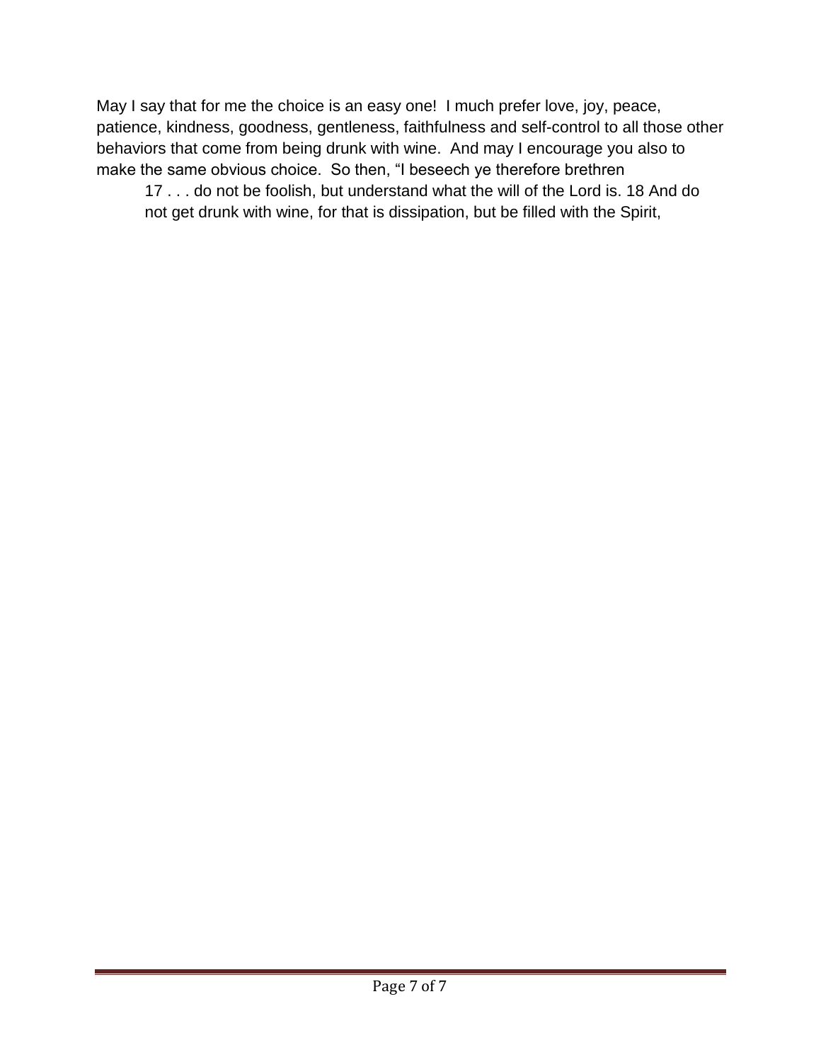May I say that for me the choice is an easy one! I much prefer love, joy, peace, patience, kindness, goodness, gentleness, faithfulness and self-control to all those other behaviors that come from being drunk with wine. And may I encourage you also to make the same obvious choice. So then, "I beseech ye therefore brethren

> 17 . . . do not be foolish, but understand what the will of the Lord is. 18 And do not get drunk with wine, for that is dissipation, but be filled with the Spirit,